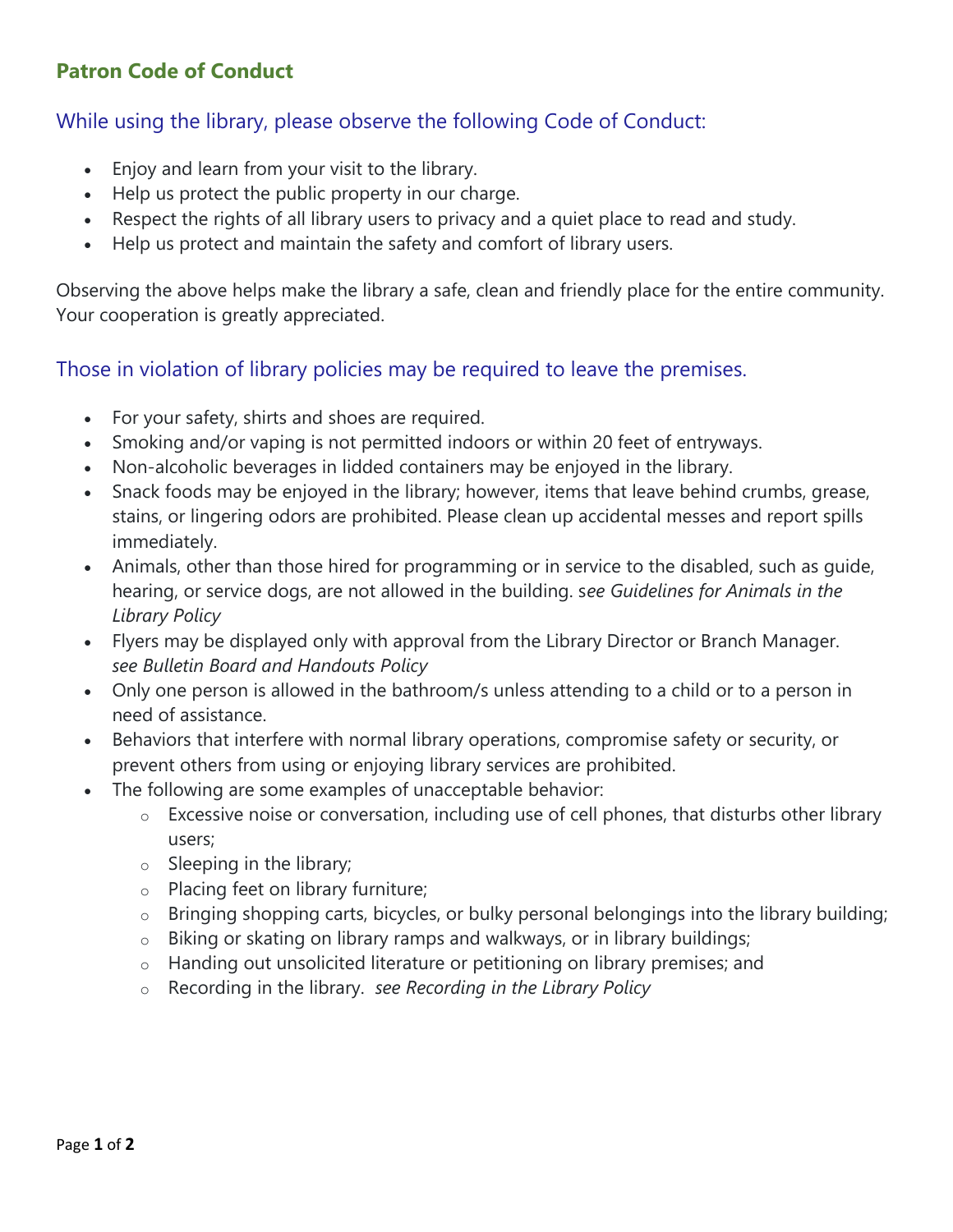# Patron Code of Conduct

## While using the library, please observe the following Code of Conduct:

- Enjoy and learn from your visit to the library.
- Help us protect the public property in our charge.
- Respect the rights of all library users to privacy and a quiet place to read and study.
- Help us protect and maintain the safety and comfort of library users.

Observing the above helps make the library a safe, clean and friendly place for the entire community. Your cooperation is greatly appreciated.

## Those in violation of library policies may be required to leave the premises.

- For your safety, shirts and shoes are required.
- Smoking and/or vaping is not permitted indoors or within 20 feet of entryways.
- Non-alcoholic beverages in lidded containers may be enjoyed in the library.
- Snack foods may be enjoyed in the library; however, items that leave behind crumbs, grease, stains, or lingering odors are prohibited. Please clean up accidental messes and report spills immediately.
- Animals, other than those hired for programming or in service to the disabled, such as guide, hearing, or service dogs, are not allowed in the building. s*ee Guidelines for Animals in the Library Policy*
- Flyers may be displayed only with approval from the Library Director or Branch Manager. *see Bulletin Board and Handouts Policy*
- Only one person is allowed in the bathroom/s unless attending to a child or to a person in need of assistance.
- Behaviors that interfere with normal library operations, compromise safety or security, or prevent others from using or enjoying library services are prohibited.
- The following are some examples of unacceptable behavior:
    - Excessive noise or conversation, including use of cell phones, that disturbs other library users;
    - Sleeping in the library;
    - Placing feet on library furniture;
    - Bringing shopping carts, bicycles, or bulky personal belongings into the library building;
    - Biking or skating on library ramps and walkways, or in library buildings;
    - Handing out unsolicited literature or petitioning on library premises; and
    - Recording in the library. *see Recording in the Library Policy*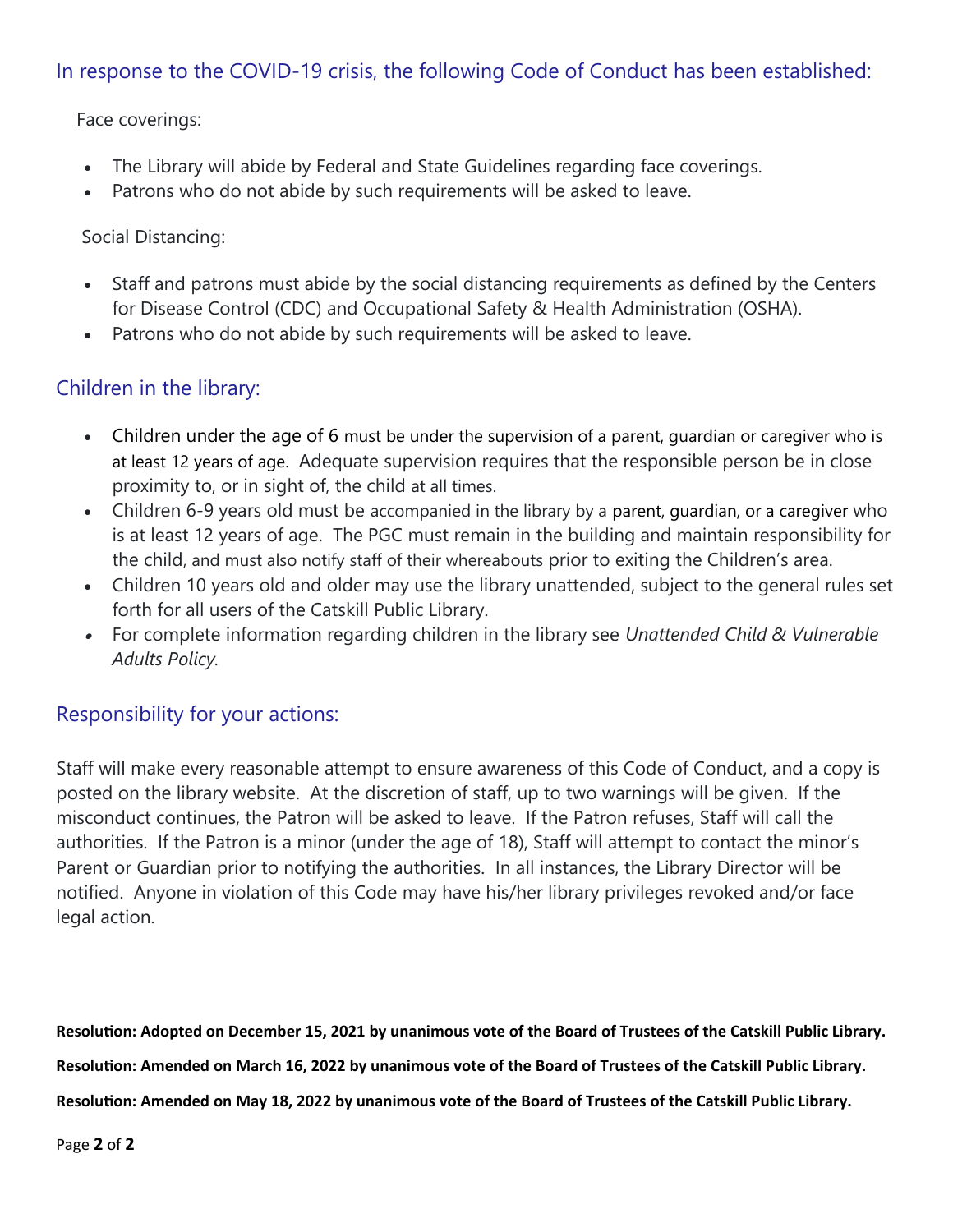## In response to the COVID-19 crisis, the following Code of Conduct has been established:

Face coverings:

- The Library will abide by Federal and State Guidelines regarding face coverings.
- Patrons who do not abide by such requirements will be asked to leave.

Social Distancing:

- Staff and patrons must abide by the social distancing requirements as defined by the Centers for Disease Control (CDC) and Occupational Safety & Health Administration (OSHA).
- Patrons who do not abide by such requirements will be asked to leave.

## Children in the library:

- Children under the age of 6 must be under the supervision of a parent, guardian or caregiver who is at least 12 years of age. Adequate supervision requires that the responsible person be in close proximity to, or in sight of, the child at all times.
- Children 6-9 years old must be accompanied in the library by a parent, guardian, or a caregiver who is at least 12 years of age. The PGC must remain in the building and maintain responsibility for the child, and must also notify staff of their whereabouts prior to exiting the Children's area.
- Children 10 years old and older may use the library unattended, subject to the general rules set forth for all users of the Catskill Public Library.
- For complete information regarding children in the library see *Unattended Child & Vulnerable Adults Policy*.

## Responsibility for your actions:

Staff will make every reasonable attempt to ensure awareness of this Code of Conduct, and a copy is posted on the library website. At the discretion of staff, up to two warnings will be given. If the misconduct continues, the Patron will be asked to leave. If the Patron refuses, Staff will call the authorities. If the Patron is a minor (under the age of 18), Staff will attempt to contact the minor's Parent or Guardian prior to notifying the authorities. In all instances, the Library Director will be notified. Anyone in violation of this Code may have his/her library privileges revoked and/or face legal action.

**Resolution: Adopted on December 15, 2021 by unanimous vote of the Board of Trustees of the Catskill Public Library.**

**Resolution: Amended on March 16, 2022 by unanimous vote of the Board of Trustees of the Catskill Public Library.**

**Resolution: Amended on May 18, 2022 by unanimous vote of the Board of Trustees of the Catskill Public Library.**